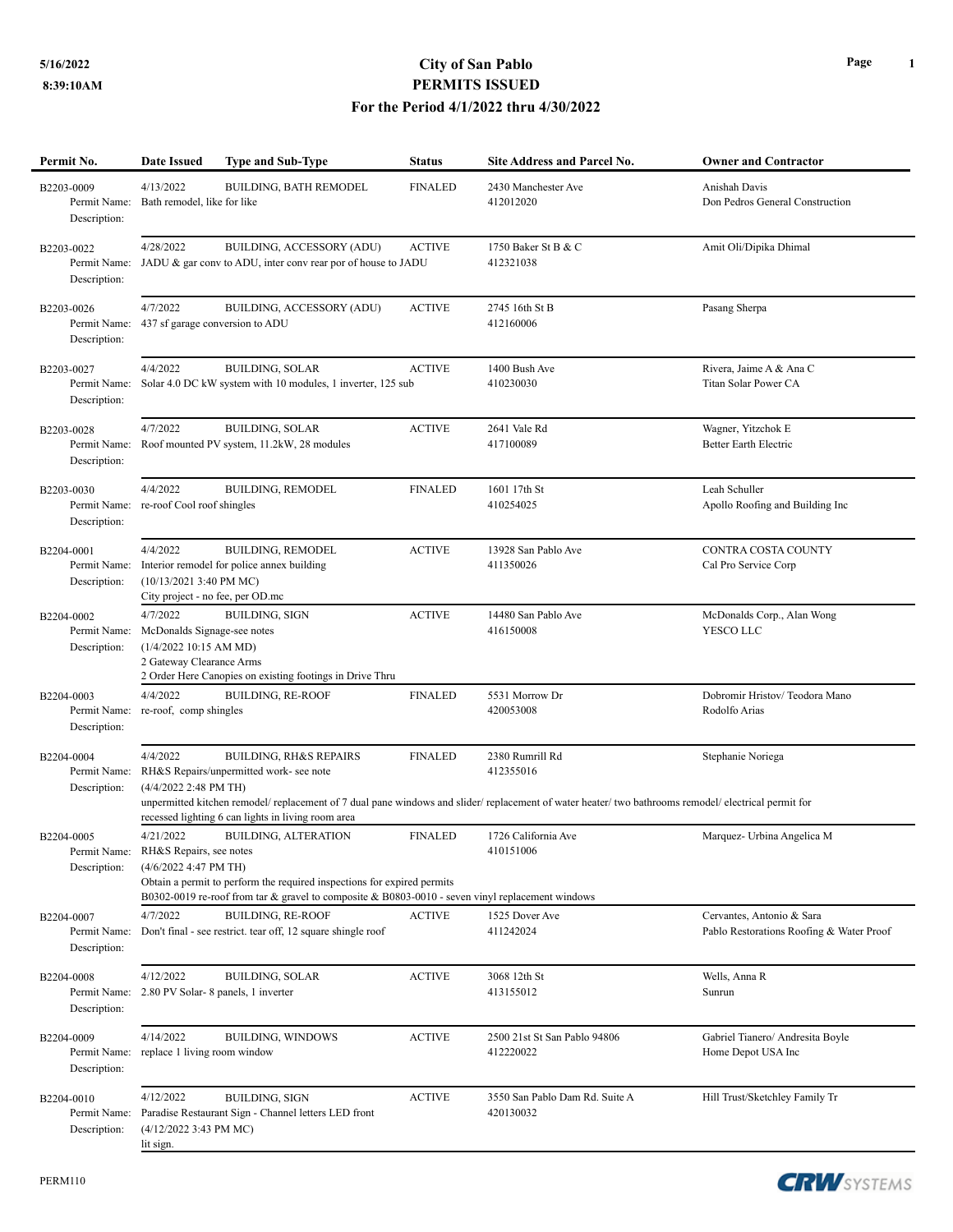# City of San Pablo
## PERMITS ISSUED
### For the Period 4/1/2022 thru 4/30/2022

5/16/2022
8:39:10AM

| Permit No. | Date Issued | Type and Sub-Type | Status | Site Address and Parcel No. | Owner and Contractor |
|---|---|---|---|---|---|
| B2203-0009<br>Permit Name: Bath remodel, like for like<br>Description: | 4/13/2022 | BUILDING, BATH REMODEL | FINALED | 2430 Manchester Ave<br>412012020 | Anishah Davis<br>Don Pedros General Construction |
| B2203-0022<br>Permit Name: JADU & gar conv to ADU, inter conv rear por of house to JADU<br>Description: | 4/28/2022 | BUILDING, ACCESSORY (ADU) | ACTIVE | 1750 Baker St B & C<br>412321038 | Amit Oli/Dipika Dhimal |
| B2203-0026<br>Permit Name: 437 sf garage conversion to ADU<br>Description: | 4/7/2022 | BUILDING, ACCESSORY (ADU) | ACTIVE | 2745 16th St B<br>412160006 | Pasang Sherpa |
| B2203-0027<br>Permit Name: Solar 4.0 DC kW system with 10 modules, 1 inverter, 125 sub<br>Description: | 4/4/2022 | BUILDING, SOLAR | ACTIVE | 1400 Bush Ave<br>410230030 | Rivera, Jaime A & Ana C<br>Titan Solar Power CA |
| B2203-0028<br>Permit Name: Roof mounted PV system, 11.2kW, 28 modules<br>Description: | 4/7/2022 | BUILDING, SOLAR | ACTIVE | 2641 Vale Rd<br>417100089 | Wagner, Yitzchok E<br>Better Earth Electric |
| B2203-0030<br>Permit Name: re-roof Cool roof shingles<br>Description: | 4/4/2022 | BUILDING, REMODEL | FINALED | 1601 17th St<br>410254025 | Leah Schuller<br>Apollo Roofing and Building Inc |
| B2204-0001<br>Permit Name: Interior remodel for police annex building<br>Description: (10/13/2021 3:40 PM MC)<br>City project - no fee, per OD.mc | 4/4/2022 | BUILDING, REMODEL | ACTIVE | 13928 San Pablo Ave<br>411350026 | CONTRA COSTA COUNTY<br>Cal Pro Service Corp |
| B2204-0002<br>Permit Name: McDonalds Signage-see notes<br>Description: (1/4/2022 10:15 AM MD)<br>2 Gateway Clearance Arms<br>2 Order Here Canopies on existing footings in Drive Thru | 4/7/2022 | BUILDING, SIGN | ACTIVE | 14480 San Pablo Ave<br>416150008 | McDonalds Corp., Alan Wong<br>YESCO LLC |
| B2204-0003<br>Permit Name: re-roof, comp shingles<br>Description: | 4/4/2022 | BUILDING, RE-ROOF | FINALED | 5531 Morrow Dr<br>420053008 | Dobromir Hristov/ Teodora Mano<br>Rodolfo Arias |
| B2204-0004<br>Permit Name: RH&S Repairs/unpermitted work- see note<br>Description: (4/4/2022 2:48 PM TH)<br>unpermitted kitchen remodel/ replacement of 7 dual pane windows and slider/ replacement of water heater/ two bathrooms remodel/ electrical permit for recessed lighting 6 can lights in living room area | 4/4/2022 | BUILDING, RH&S REPAIRS | FINALED | 2380 Rumrill Rd<br>412355016 | Stephanie Noriega |
| B2204-0005<br>Permit Name: RH&S Repairs, see notes<br>Description: (4/6/2022 4:47 PM TH)<br>Obtain a permit to perform the required inspections for expired permits<br>B0302-0019 re-roof from tar & gravel to composite & B0803-0010 - seven vinyl replacement windows | 4/21/2022 | BUILDING, ALTERATION | FINALED | 1726 California Ave<br>410151006 | Marquez- Urbina Angelica M |
| B2204-0007<br>Permit Name: Don't final - see restrict. tear off, 12 square shingle roof<br>Description: | 4/7/2022 | BUILDING, RE-ROOF | ACTIVE | 1525 Dover Ave<br>411242024 | Cervantes, Antonio & Sara<br>Pablo Restorations Roofing & Water Proof |
| B2204-0008<br>Permit Name: 2.80 PV Solar- 8 panels, 1 inverter<br>Description: | 4/12/2022 | BUILDING, SOLAR | ACTIVE | 3068 12th St<br>413155012 | Wells, Anna R<br>Sunrun |
| B2204-0009<br>Permit Name: replace 1 living room window<br>Description: | 4/14/2022 | BUILDING, WINDOWS | ACTIVE | 2500 21st St San Pablo 94806<br>412220022 | Gabriel Tianero/ Andresita Boyle<br>Home Depot USA Inc |
| B2204-0010<br>Permit Name: Paradise Restaurant Sign - Channel letters LED front<br>Description: (4/12/2022 3:43 PM MC)<br>lit sign. | 4/12/2022 | BUILDING, SIGN | ACTIVE | 3550 San Pablo Dam Rd. Suite A<br>420130032 | Hill Trust/Sketchley Family Tr |

PERM110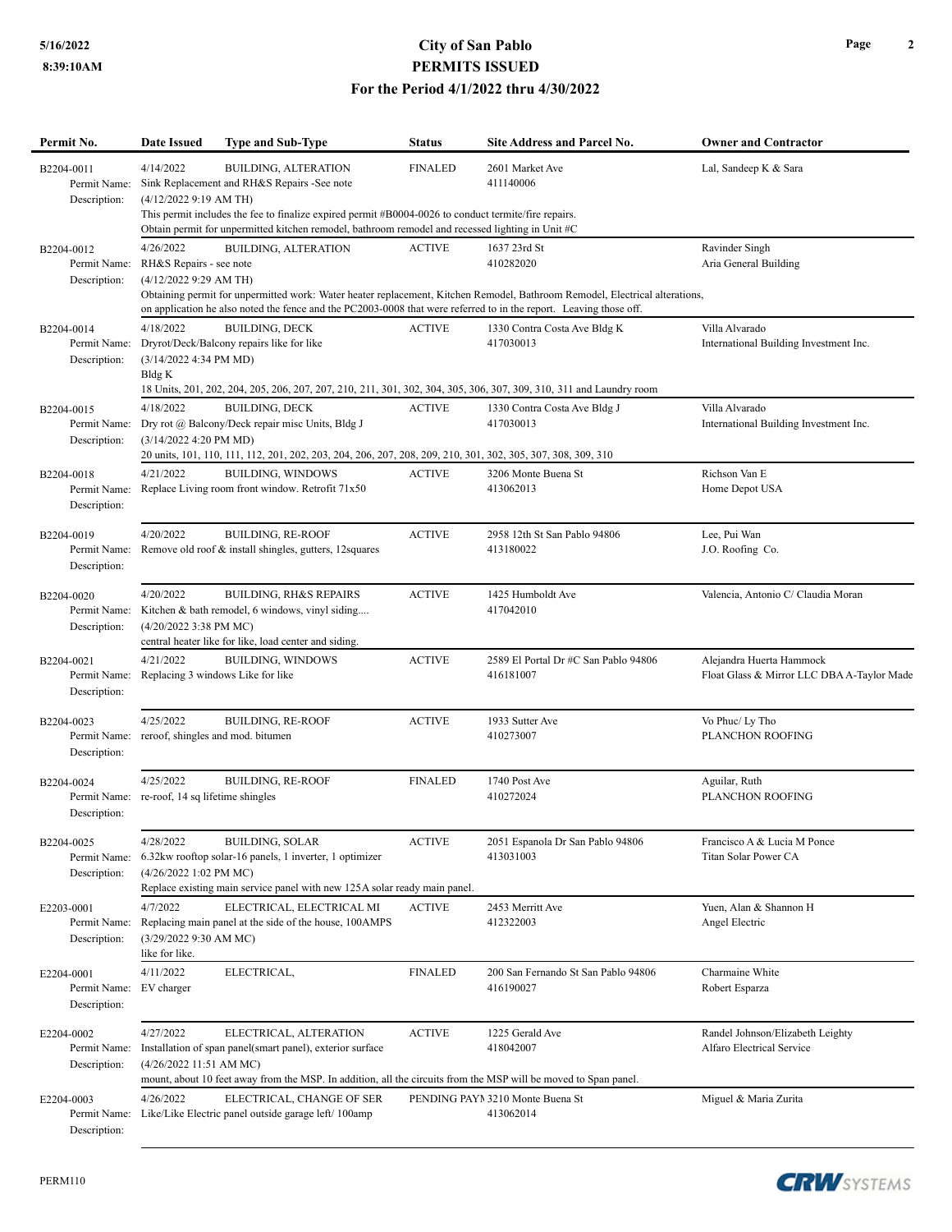# City of San Pablo
## PERMITS ISSUED
### For the Period 4/1/2022 thru 4/30/2022

| Permit No. | Date Issued | Type and Sub-Type | Status | Site Address and Parcel No. | Owner and Contractor |
|---|---|---|---|---|---|
| B2204-0011 | 4/14/2022 | BUILDING, ALTERATION | FINALED | 2601 Market Ave<br>411140006 | Lal, Sandeep K & Sara |
| Permit Name: | Sink Replacement and RH&S Repairs -See note | | | | |
| Description: | (4/12/2022 9:19 AM TH)<br>This permit includes the fee to finalize expired permit #B0004-0026 to conduct termite/fire repairs.<br>Obtain permit for unpermitted kitchen remodel, bathroom remodel and recessed lighting in Unit #C | | | | |
| B2204-0012 | 4/26/2022 | BUILDING, ALTERATION | ACTIVE | 1637 23rd St<br>410282020 | Ravinder Singh<br>Aria General Building |
| Permit Name: | RH&S Repairs - see note | | | | |
| Description: | (4/12/2022 9:29 AM TH)<br>Obtaining permit for unpermitted work: Water heater replacement, Kitchen Remodel, Bathroom Remodel, Electrical alterations, on application he also noted the fence and the PC2003-0008 that were referred to in the report. Leaving those off. | | | | |
| B2204-0014 | 4/18/2022 | BUILDING, DECK | ACTIVE | 1330 Contra Costa Ave Bldg K<br>417030013 | Villa Alvarado<br>International Building Investment Inc. |
| Permit Name: | Dryrot/Deck/Balcony repairs like for like | | | | |
| Description: | (3/14/2022 4:34 PM MD)<br>Bldg K<br>18 Units, 201, 202, 204, 205, 206, 207, 207, 210, 211, 301, 302, 304, 305, 306, 307, 309, 310, 311 and Laundry room | | | | |
| B2204-0015 | 4/18/2022 | BUILDING, DECK | ACTIVE | 1330 Contra Costa Ave Bldg J<br>417030013 | Villa Alvarado<br>International Building Investment Inc. |
| Permit Name: | Dry rot @ Balcony/Deck repair misc Units, Bldg J | | | | |
| Description: | (3/14/2022 4:20 PM MD)<br>20 units, 101, 110, 111, 112, 201, 202, 203, 204, 206, 207, 208, 209, 210, 301, 302, 305, 307, 308, 309, 310 | | | | |
| B2204-0018 | 4/21/2022 | BUILDING, WINDOWS | ACTIVE | 3206 Monte Buena St<br>413062013 | Richson Van E<br>Home Depot USA |
| Permit Name: | Replace Living room front window. Retrofit 71x50 | | | | |
| Description: | | | | | |
| B2204-0019 | 4/20/2022 | BUILDING, RE-ROOF | ACTIVE | 2958 12th St San Pablo 94806<br>413180022 | Lee, Pui Wan<br>J.O. Roofing Co. |
| Permit Name: | Remove old roof & install shingles, gutters, 12squares | | | | |
| Description: | | | | | |
| B2204-0020 | 4/20/2022 | BUILDING, RH&S REPAIRS | ACTIVE | 1425 Humboldt Ave<br>417042010 | Valencia, Antonio C/ Claudia Moran |
| Permit Name: | Kitchen & bath remodel, 6 windows, vinyl siding.... | | | | |
| Description: | (4/20/2022 3:38 PM MC)<br>central heater like for like, load center and siding. | | | | |
| B2204-0021 | 4/21/2022 | BUILDING, WINDOWS | ACTIVE | 2589 El Portal Dr #C San Pablo 94806<br>416181007 | Alejandra Huerta Hammock<br>Float Glass & Mirror LLC DBA A-Taylor Made |
| Permit Name: | Replacing 3 windows Like for like | | | | |
| Description: | | | | | |
| B2204-0023 | 4/25/2022 | BUILDING, RE-ROOF | ACTIVE | 1933 Sutter Ave<br>410273007 | Vo Phuc/ Ly Tho<br>PLANCHON ROOFING |
| Permit Name: | reroof, shingles and mod. bitumen | | | | |
| Description: | | | | | |
| B2204-0024 | 4/25/2022 | BUILDING, RE-ROOF | FINALED | 1740 Post Ave<br>410272024 | Aguilar, Ruth<br>PLANCHON ROOFING |
| Permit Name: | re-roof, 14 sq lifetime shingles | | | | |
| Description: | | | | | |
| B2204-0025 | 4/28/2022 | BUILDING, SOLAR | ACTIVE | 2051 Espanola Dr San Pablo 94806<br>413031003 | Francisco A & Lucia M Ponce<br>Titan Solar Power CA |
| Permit Name: | 6.32kw rooftop solar-16 panels, 1 inverter, 1 optimizer | | | | |
| Description: | (4/26/2022 1:02 PM MC)<br>Replace existing main service panel with new 125A solar ready main panel. | | | | |
| E2203-0001 | 4/7/2022 | ELECTRICAL, ELECTRICAL MI | ACTIVE | 2453 Merritt Ave<br>412322003 | Yuen, Alan & Shannon H<br>Angel Electric |
| Permit Name: | Replacing main panel at the side of the house, 100AMPS | | | | |
| Description: | (3/29/2022 9:30 AM MC)<br>like for like. | | | | |
| E2204-0001 | 4/11/2022 | ELECTRICAL, | FINALED | 200 San Fernando St San Pablo 94806<br>416190027 | Charmaine White<br>Robert Esparza |
| Permit Name: | EV charger | | | | |
| Description: | | | | | |
| E2204-0002 | 4/27/2022 | ELECTRICAL, ALTERATION | ACTIVE | 1225 Gerald Ave<br>418042007 | Randel Johnson/Elizabeth Leighty<br>Alfaro Electrical Service |
| Permit Name: | Installation of span panel(smart panel), exterior surface | | | | |
| Description: | (4/26/2022 11:51 AM MC)<br>mount, about 10 feet away from the MSP. In addition, all the circuits from the MSP will be moved to Span panel. | | | | |
| E2204-0003 | 4/26/2022 | ELECTRICAL, CHANGE OF SER | PENDING PAY | 3210 Monte Buena St<br>413062014 | Miguel & Maria Zurita |
| Permit Name: | Like/Like Electric panel outside garage left/ 100amp | | | | |
| Description: | | | | | |

PERM110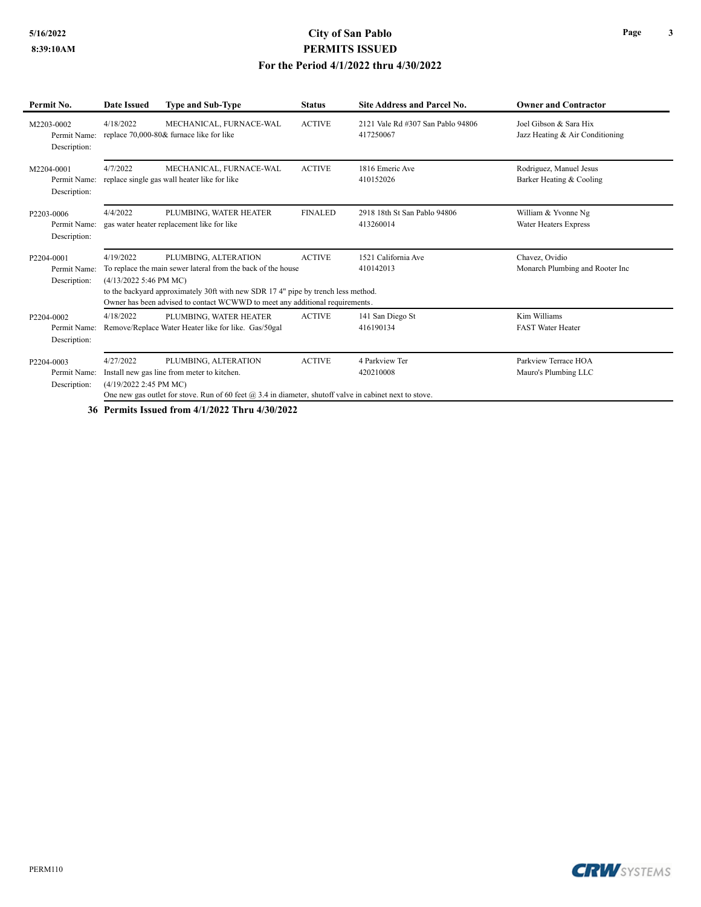# City of San Pablo
## PERMITS ISSUED
### For the Period 4/1/2022 thru 4/30/2022

| Permit No. | Date Issued | Type and Sub-Type | Status | Site Address and Parcel No. | Owner and Contractor |
|---|---|---|---|---|---|
| M2203-0002 | 4/18/2022 | MECHANICAL, FURNACE-WAL | ACTIVE | 2121 Vale Rd #307 San Pablo 94806<br>417250067 | Joel Gibson & Sara Hix<br>Jazz Heating & Air Conditioning |
| Permit Name: | replace 70,000-80& furnace like for like | | | | |
| Description: | | | | | |
| M2204-0001 | 4/7/2022 | MECHANICAL, FURNACE-WAL | ACTIVE | 1816 Emeric Ave<br>410152026 | Rodriguez, Manuel Jesus<br>Barker Heating & Cooling |
| Permit Name: | replace single gas wall heater like for like | | | | |
| Description: | | | | | |
| P2203-0006 | 4/4/2022 | PLUMBING, WATER HEATER | FINALED | 2918 18th St San Pablo 94806<br>413260014 | William & Yvonne Ng<br>Water Heaters Express |
| Permit Name: | gas water heater replacement like for like | | | | |
| Description: | | | | | |
| P2204-0001 | 4/19/2022 | PLUMBING, ALTERATION | ACTIVE | 1521 California Ave<br>410142013 | Chavez, Ovidio<br>Monarch Plumbing and Rooter Inc |
| Permit Name: | To replace the main sewer lateral from the back of the house | | | | |
| Description: | (4/13/2022 5:46 PM MC)<br>to the backyard approximately 30ft with new SDR 17 4" pipe by trench less method.<br>Owner has been advised to contact WCWWD to meet any additional requirements. | | | | |
| P2204-0002 | 4/18/2022 | PLUMBING, WATER HEATER | ACTIVE | 141 San Diego St<br>416190134 | Kim Williams<br>FAST Water Heater |
| Permit Name: | Remove/Replace Water Heater like for like. Gas/50gal | | | | |
| Description: | | | | | |
| P2204-0003 | 4/27/2022 | PLUMBING, ALTERATION | ACTIVE | 4 Parkview Ter<br>420210008 | Parkview Terrace HOA<br>Mauro's Plumbing LLC |
| Permit Name: | Install new gas line from meter to kitchen. | | | | |
| Description: | (4/19/2022 2:45 PM MC)<br>One new gas outlet for stove. Run of 60 feet @ 3.4 in diameter, shutoff valve in cabinet next to stove. | | | | |

**36 Permits Issued from 4/1/2022 Thru 4/30/2022**